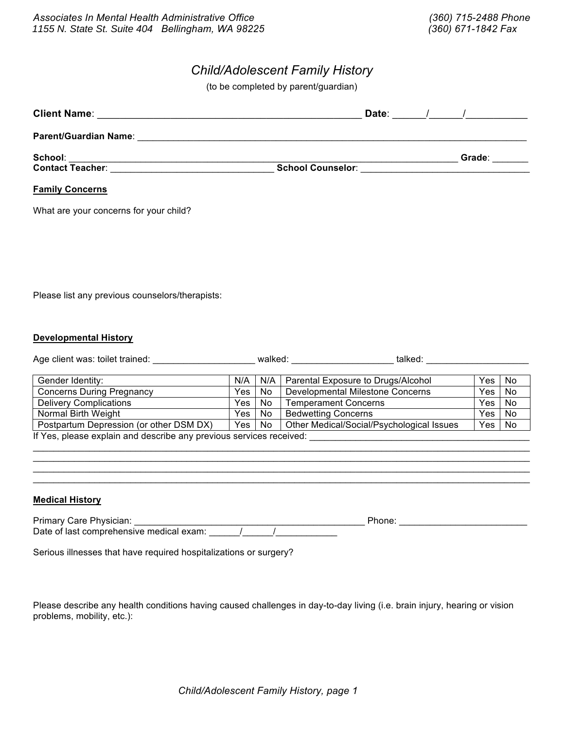Associates In Mental Health Administrative Office
1155 N. State St. Suite 404 Bellingham, WA 98225

(360) 715-2488 Phone
(360) 671-1842 Fax

# Child/Adolescent Family History

(to be completed by parent/guardian)

**Client Name**: _______________________________________________ **Date**: ______/______/___________

**Parent/Guardian Name**: ______________________________________________________________________

**School**: ____________________________________________________________________ **Grade**: _______

**Contact Teacher**: _____________________________ **School Counselor**: ______________________________

**Family Concerns**

What are your concerns for your child?

Please list any previous counselors/therapists:

**Developmental History**

Age client was: toilet trained: ___________________ walked: ___________________ talked: ___________________

| | | | | | |
|---|---|---|---|---|---|
| Gender Identity: | N/A | N/A | Parental Exposure to Drugs/Alcohol | Yes | No |
| Concerns During Pregnancy | Yes | No | Developmental Milestone Concerns | Yes | No |
| Delivery Complications | Yes | No | Temperament Concerns | Yes | No |
| Normal Birth Weight | Yes | No | Bedwetting Concerns | Yes | No |
| Postpartum Depression (or other DSM DX) | Yes | No | Other Medical/Social/Psychological Issues | Yes | No |

If Yes, please explain and describe any previous services received: ________________________________________
______________________________________________________________________________________________
______________________________________________________________________________________________
______________________________________________________________________________________________
______________________________________________________________________________________________

**Medical History**

Primary Care Physician: ___________________________________________ Phone: _______________________
Date of last comprehensive medical exam: ______/______/____________

Serious illnesses that have required hospitalizations or surgery?

Please describe any health conditions having caused challenges in day-to-day living (i.e. brain injury, hearing or vision problems, mobility, etc.):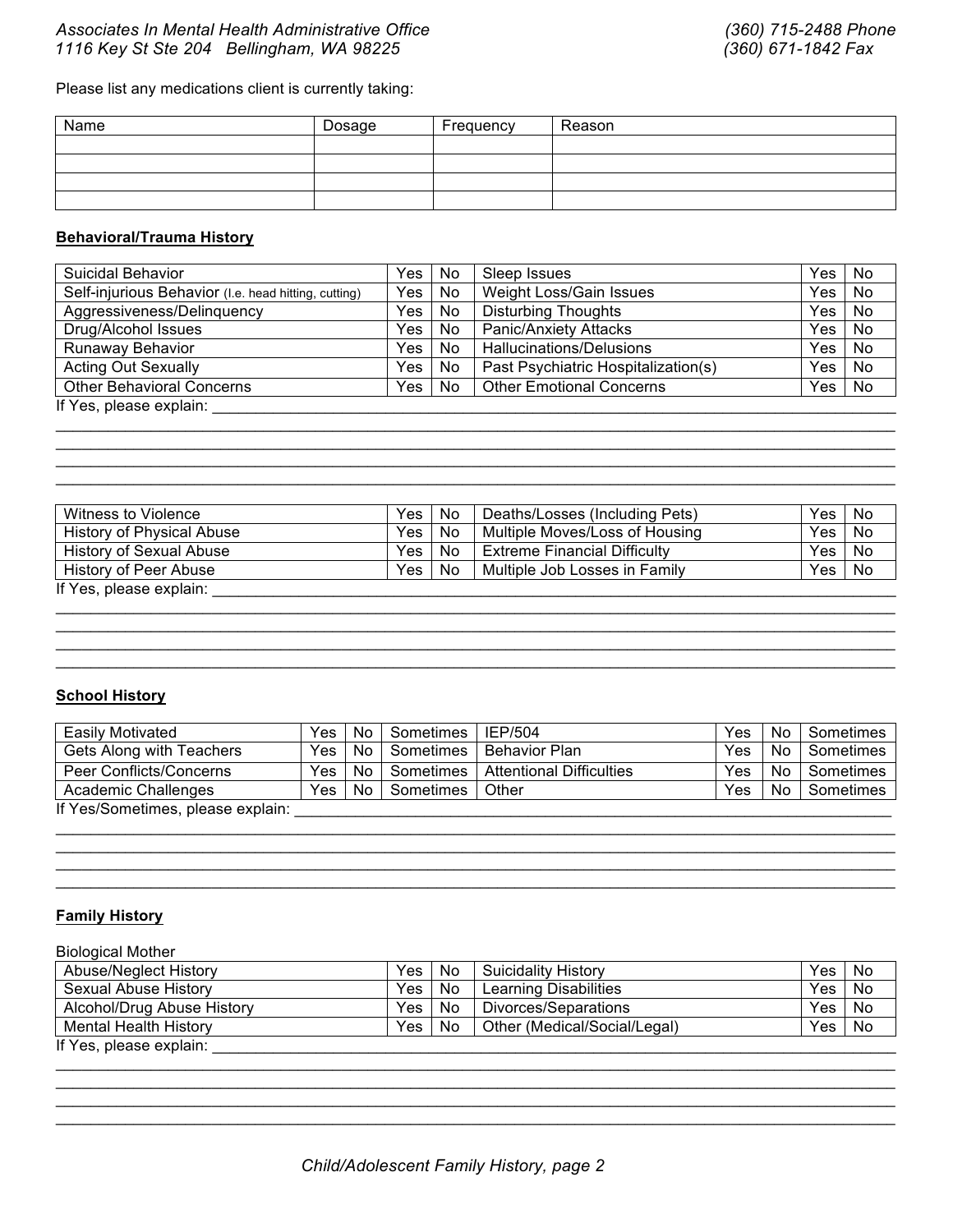Please list any medications client is currently taking:

| Name | Dosage | Frequency | Reason |
|---|---|---|---|
| | | | |
| | | | |
| | | | |
| | | | |

**Behavioral/Trauma History**

| | | | | | |
|---|---|---|---|---|---|
| Suicidal Behavior | Yes | No | Sleep Issues | Yes | No |
| Self-injurious Behavior (I.e. head hitting, cutting) | Yes | No | Weight Loss/Gain Issues | Yes | No |
| Aggressiveness/Delinquency | Yes | No | Disturbing Thoughts | Yes | No |
| Drug/Alcohol Issues | Yes | No | Panic/Anxiety Attacks | Yes | No |
| Runaway Behavior | Yes | No | Hallucinations/Delusions | Yes | No |
| Acting Out Sexually | Yes | No | Past Psychiatric Hospitalization(s) | Yes | No |
| Other Behavioral Concerns | Yes | No | Other Emotional Concerns | Yes | No |

If Yes, please explain: ____________________________________________________________________________

________________________________________________________________________________________________

________________________________________________________________________________________________

________________________________________________________________________________________________

________________________________________________________________________________________________

| | | | | | |
|---|---|---|---|---|---|
| Witness to Violence | Yes | No | Deaths/Losses (Including Pets) | Yes | No |
| History of Physical Abuse | Yes | No | Multiple Moves/Loss of Housing | Yes | No |
| History of Sexual Abuse | Yes | No | Extreme Financial Difficulty | Yes | No |
| History of Peer Abuse | Yes | No | Multiple Job Losses in Family | Yes | No |

If Yes, please explain: ____________________________________________________________________________

________________________________________________________________________________________________

________________________________________________________________________________________________

________________________________________________________________________________________________

________________________________________________________________________________________________

**School History**

| | | | | | | | |
|---|---|---|---|---|---|---|---|
| Easily Motivated | Yes | No | Sometimes | IEP/504 | Yes | No | Sometimes |
| Gets Along with Teachers | Yes | No | Sometimes | Behavior Plan | Yes | No | Sometimes |
| Peer Conflicts/Concerns | Yes | No | Sometimes | Attentional Difficulties | Yes | No | Sometimes |
| Academic Challenges | Yes | No | Sometimes | Other | Yes | No | Sometimes |

If Yes/Sometimes, please explain: ___________________________________________________________________

________________________________________________________________________________________________

________________________________________________________________________________________________

________________________________________________________________________________________________

________________________________________________________________________________________________

**Family History**

Biological Mother

| | | | | | |
|---|---|---|---|---|---|
| Abuse/Neglect History | Yes | No | Suicidality History | Yes | No |
| Sexual Abuse History | Yes | No | Learning Disabilities | Yes | No |
| Alcohol/Drug Abuse History | Yes | No | Divorces/Separations | Yes | No |
| Mental Health History | Yes | No | Other (Medical/Social/Legal) | Yes | No |

If Yes, please explain: ____________________________________________________________________________

________________________________________________________________________________________________

________________________________________________________________________________________________

________________________________________________________________________________________________

________________________________________________________________________________________________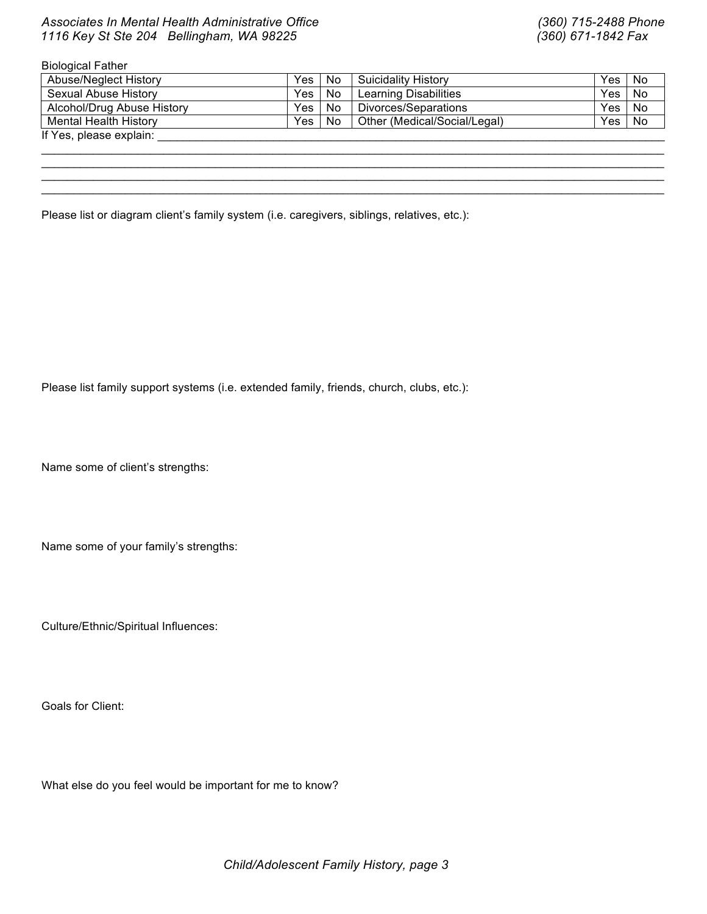Biological Father

| | | | | | |
|---|---|---|---|---|---|
| Abuse/Neglect History | Yes | No | Suicidality History | Yes | No |
| Sexual Abuse History | Yes | No | Learning Disabilities | Yes | No |
| Alcohol/Drug Abuse History | Yes | No | Divorces/Separations | Yes | No |
| Mental Health History | Yes | No | Other (Medical/Social/Legal) | Yes | No |

If Yes, please explain: ___________________________________________________________________________

______________________________________________________________________________________________

______________________________________________________________________________________________

______________________________________________________________________________________________

______________________________________________________________________________________________

Please list or diagram client's family system (i.e. caregivers, siblings, relatives, etc.):

Please list family support systems (i.e. extended family, friends, church, clubs, etc.):

Name some of client's strengths:

Name some of your family's strengths:

Culture/Ethnic/Spiritual Influences:

Goals for Client:

What else do you feel would be important for me to know?

*Child/Adolescent Family History, page 3*